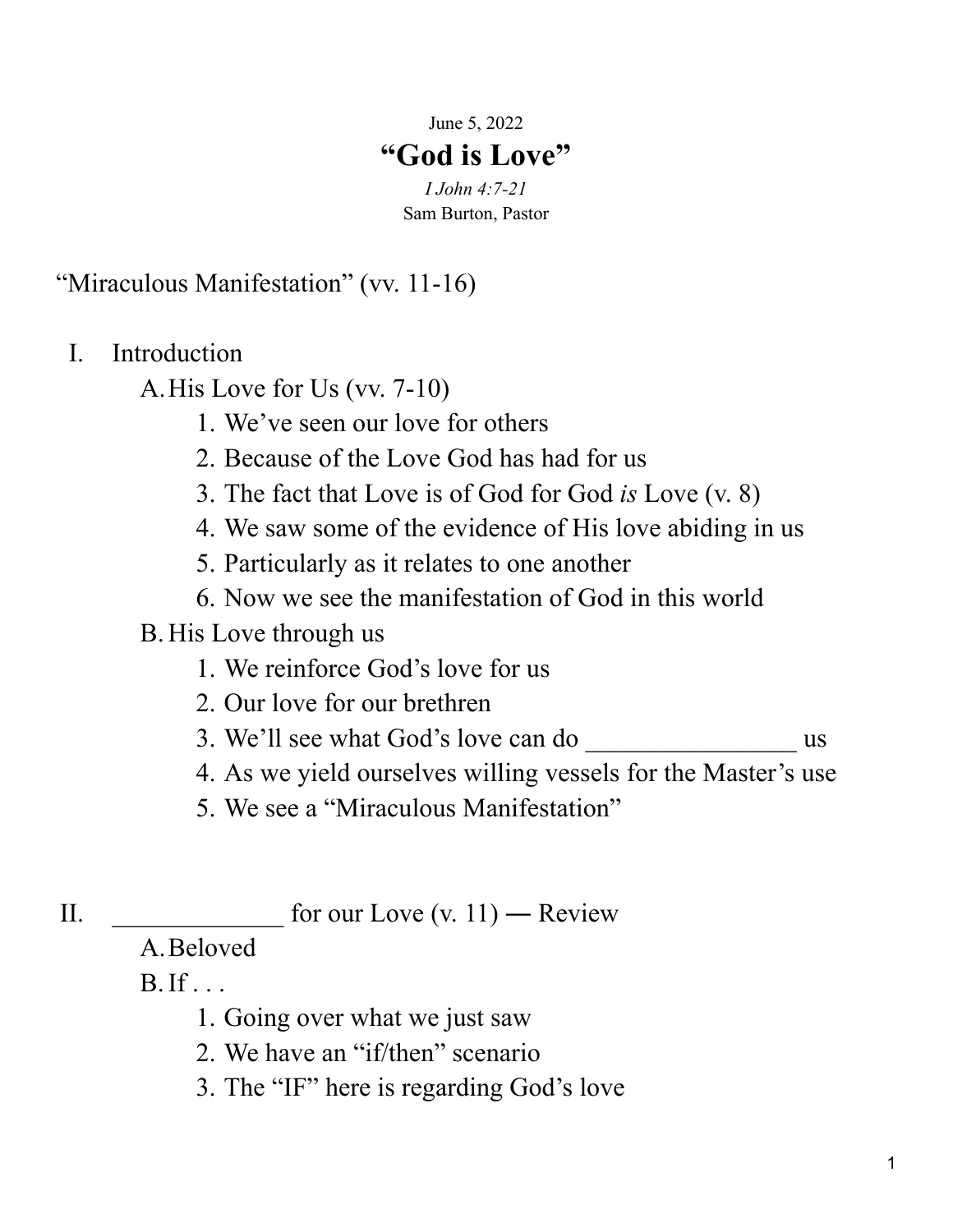June 5, 2022

# “God is Love”

*I John 4:7-21*

Sam Burton, Pastor

## “Miraculous Manifestation” (vv. 11-16)

I. Introduction
   - A. His Love for Us (vv. 7-10)
      1. We’ve seen our love for others
      2. Because of the Love God has had for us
      3. The fact that Love is of God for God *is* Love (v. 8)
      4. We saw some of the evidence of His love abiding in us
      5. Particularly as it relates to one another
      6. Now we see the manifestation of God in this world
   - B. His Love through us
      1. We reinforce God’s love for us
      2. Our love for our brethren
      3. We’ll see what God’s love can do ________________ us
      4. As we yield ourselves willing vessels for the Master’s use
      5. We see a “Miraculous Manifestation”

II. _____________ for our Love (v. 11) ― Review
   - A. Beloved
   - B. If . . .
      1. Going over what we just saw
      2. We have an “if/then” scenario
      3. The “IF” here is regarding God’s love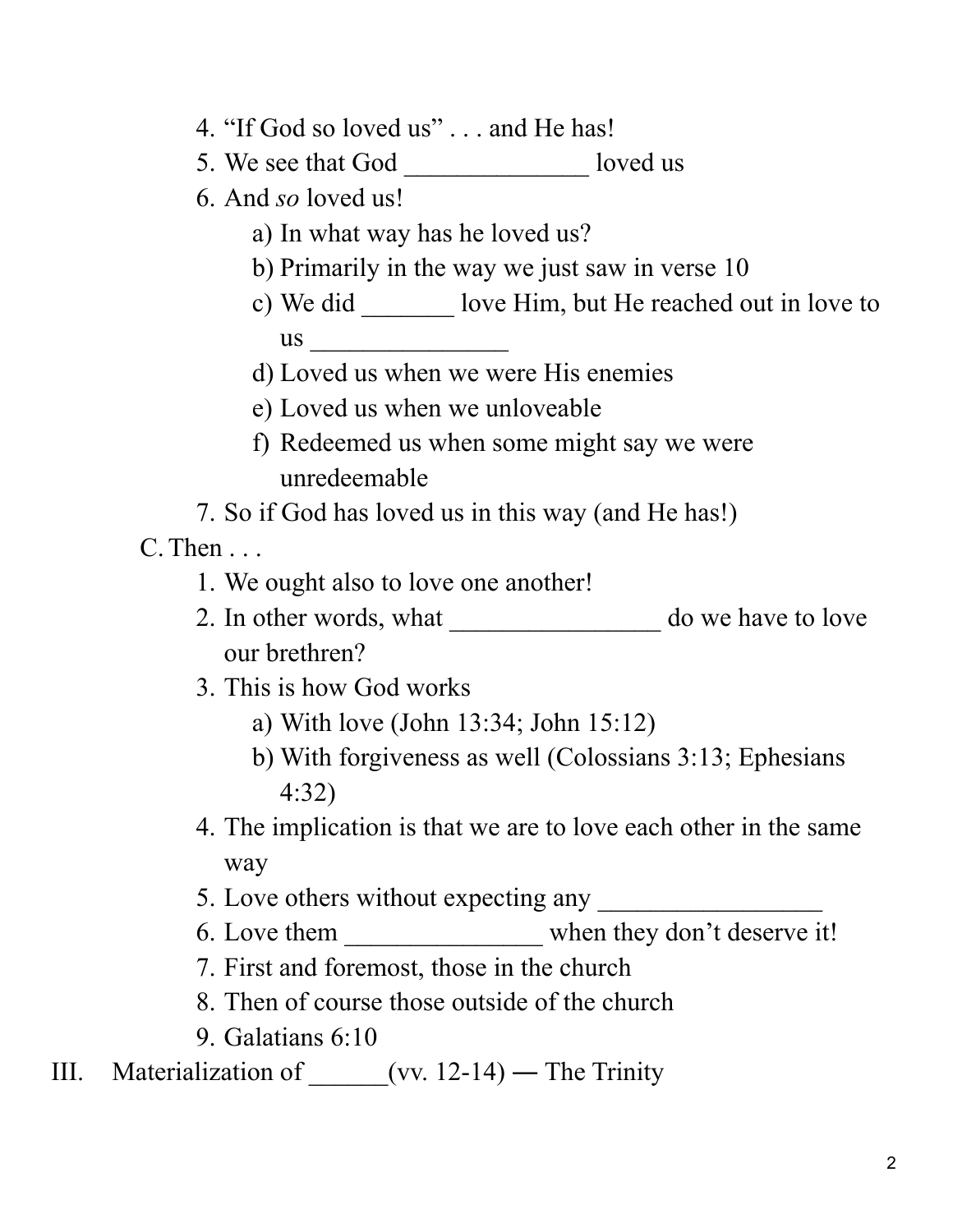4. "If God so loved us" . . . and He has!
5. We see that God ______________ loved us
6. And *so* loved us!
    a) In what way has he loved us?
    b) Primarily in the way we just saw in verse 10
    c) We did _______ love Him, but He reached out in love to us _______________
    d) Loved us when we were His enemies
    e) Loved us when we unloveable
    f) Redeemed us when some might say we were unredeemable
7. So if God has loved us in this way (and He has!)

C. Then . . .

1. We ought also to love one another!
2. In other words, what ________________ do we have to love our brethren?
3. This is how God works
    a) With love (John 13:34; John 15:12)
    b) With forgiveness as well (Colossians 3:13; Ephesians 4:32)
4. The implication is that we are to love each other in the same way
5. Love others without expecting any _________________
6. Love them _______________ when they don't deserve it!
7. First and foremost, those in the church
8. Then of course those outside of the church
9. Galatians 6:10

III. Materialization of ______(vv. 12-14) — The Trinity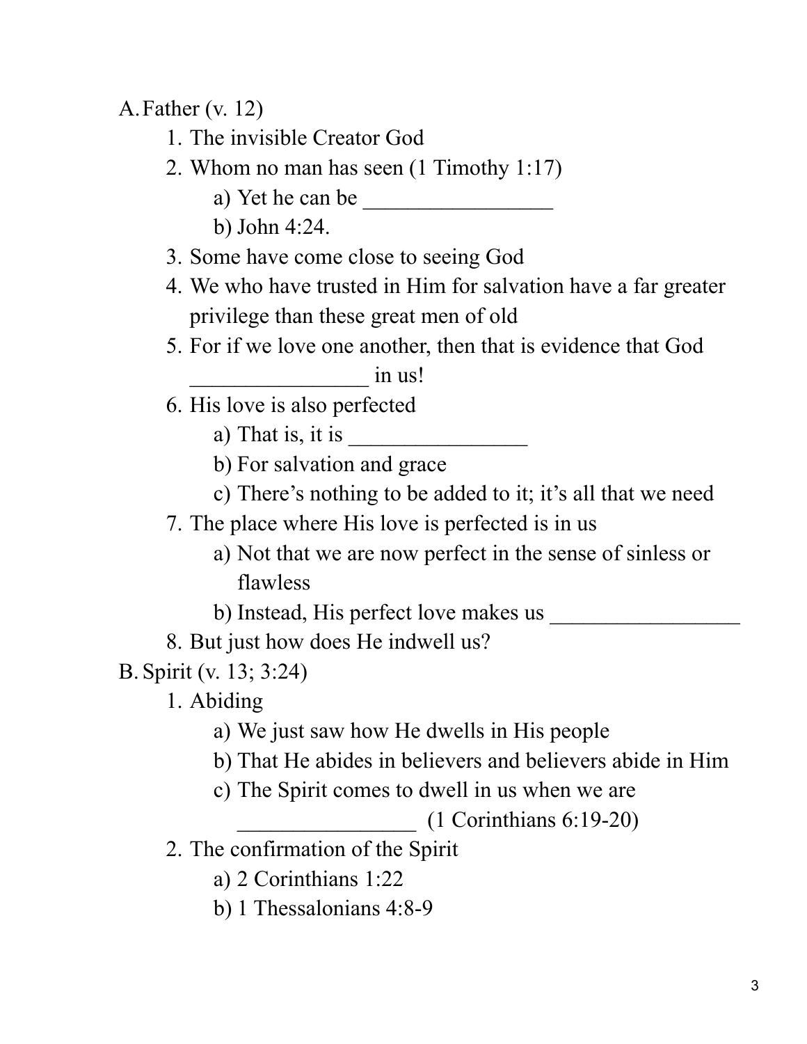A. Father (v. 12)
    1. The invisible Creator God
    2. Whom no man has seen (1 Timothy 1:17)
        a) Yet he can be _________________
        b) John 4:24.
    3. Some have come close to seeing God
    4. We who have trusted in Him for salvation have a far greater privilege than these great men of old
    5. For if we love one another, then that is evidence that God ________________ in us!
    6. His love is also perfected
        a) That is, it is ________________
        b) For salvation and grace
        c) There's nothing to be added to it; it's all that we need
    7. The place where His love is perfected is in us
        a) Not that we are now perfect in the sense of sinless or flawless
        b) Instead, His perfect love makes us _________________
    8. But just how does He indwell us?

B. Spirit (v. 13; 3:24)
    1. Abiding
        a) We just saw how He dwells in His people
        b) That He abides in believers and believers abide in Him
        c) The Spirit comes to dwell in us when we are ________________ (1 Corinthians 6:19-20)
    2. The confirmation of the Spirit
        a) 2 Corinthians 1:22
        b) 1 Thessalonians 4:8-9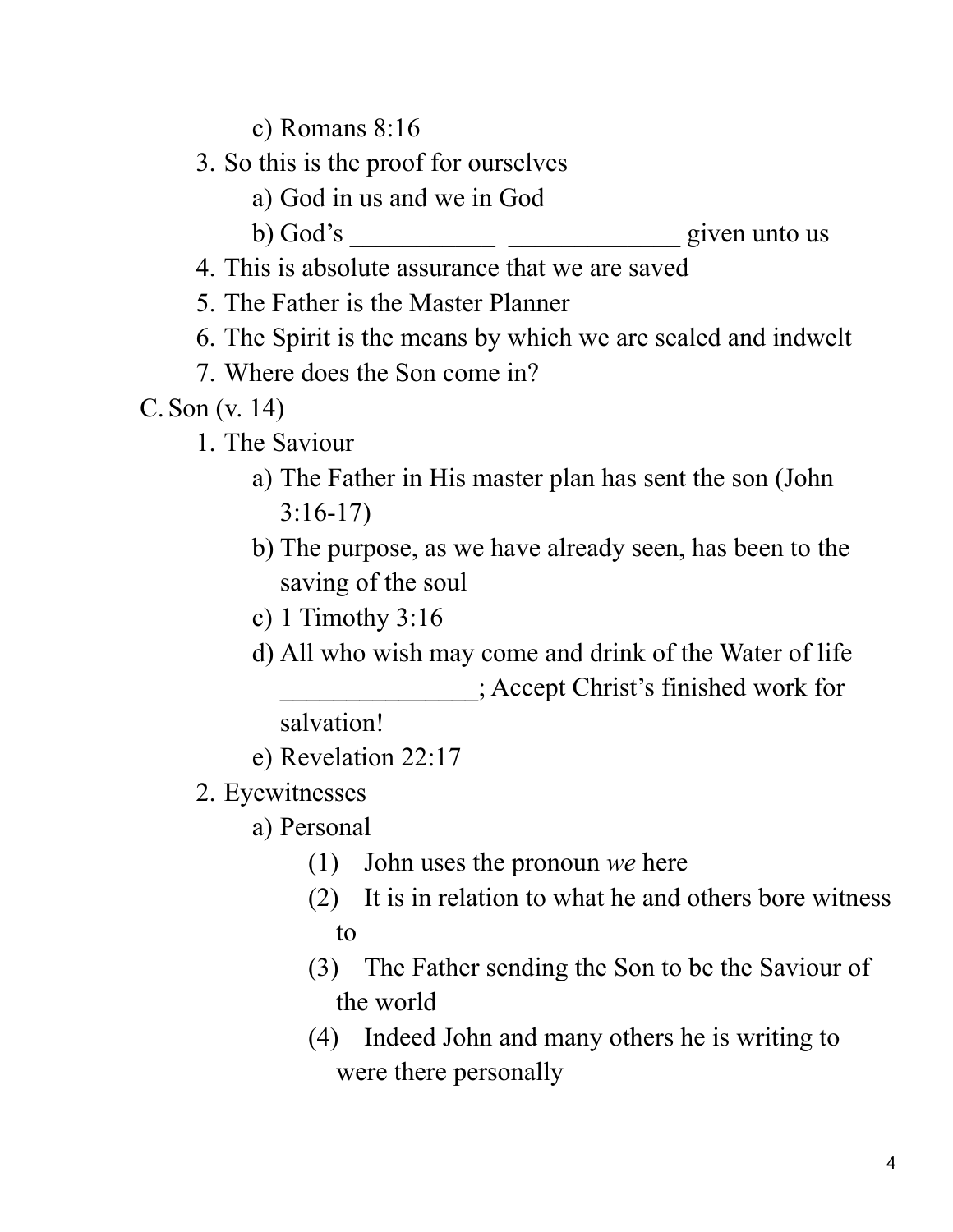c) Romans 8:16
    3. So this is the proof for ourselves
        a) God in us and we in God
        b) God's ___________ _____________ given unto us
    4. This is absolute assurance that we are saved
    5. The Father is the Master Planner
    6. The Spirit is the means by which we are sealed and indwelt
    7. Where does the Son come in?

C. Son (v. 14)
    1. The Saviour
        a) The Father in His master plan has sent the son (John 3:16-17)
        b) The purpose, as we have already seen, has been to the saving of the soul
        c) 1 Timothy 3:16
        d) All who wish may come and drink of the Water of life _______________; Accept Christ's finished work for salvation!
        e) Revelation 22:17
    2. Eyewitnesses
        a) Personal
            (1) John uses the pronoun *we* here
            (2) It is in relation to what he and others bore witness to
            (3) The Father sending the Son to be the Saviour of the world
            (4) Indeed John and many others he is writing to were there personally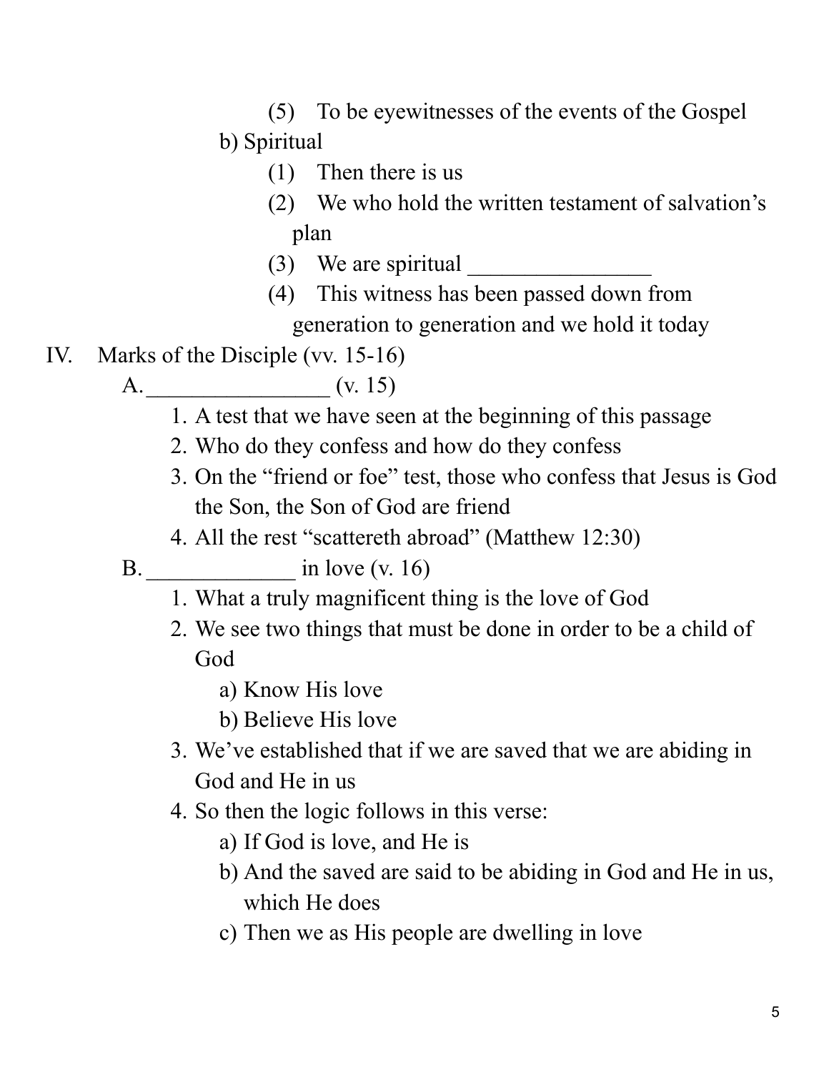(5) To be eyewitnesses of the events of the Gospel
        b) Spiritual
            (1) Then there is us
            (2) We who hold the written testament of salvation's plan
            (3) We are spiritual ________________
            (4) This witness has been passed down from generation to generation and we hold it today

IV. Marks of the Disciple (vv. 15-16)

A. ________________ (v. 15)

1. A test that we have seen at the beginning of this passage
2. Who do they confess and how do they confess
3. On the "friend or foe" test, those who confess that Jesus is God the Son, the Son of God are friend
4. All the rest "scattereth abroad" (Matthew 12:30)

B. _____________ in love (v. 16)

1. What a truly magnificent thing is the love of God
2. We see two things that must be done in order to be a child of God
    a) Know His love
    b) Believe His love
3. We've established that if we are saved that we are abiding in God and He in us
4. So then the logic follows in this verse:
    a) If God is love, and He is
    b) And the saved are said to be abiding in God and He in us, which He does
    c) Then we as His people are dwelling in love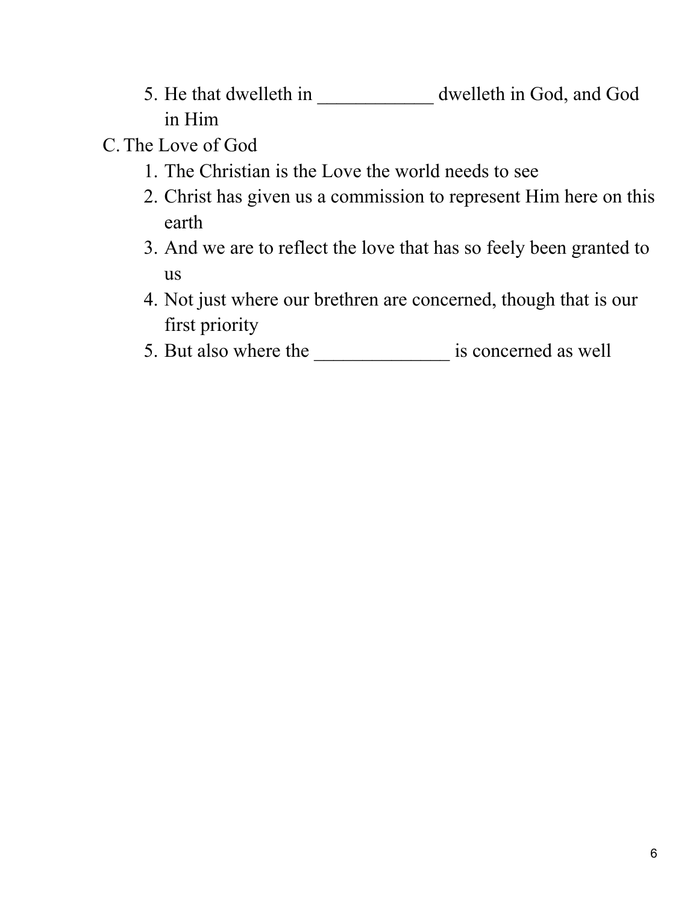5. He that dwelleth in ____________ dwelleth in God, and God in Him

C. The Love of God

1. The Christian is the Love the world needs to see
2. Christ has given us a commission to represent Him here on this earth
3. And we are to reflect the love that has so feely been granted to us
4. Not just where our brethren are concerned, though that is our first priority
5. But also where the ______________ is concerned as well